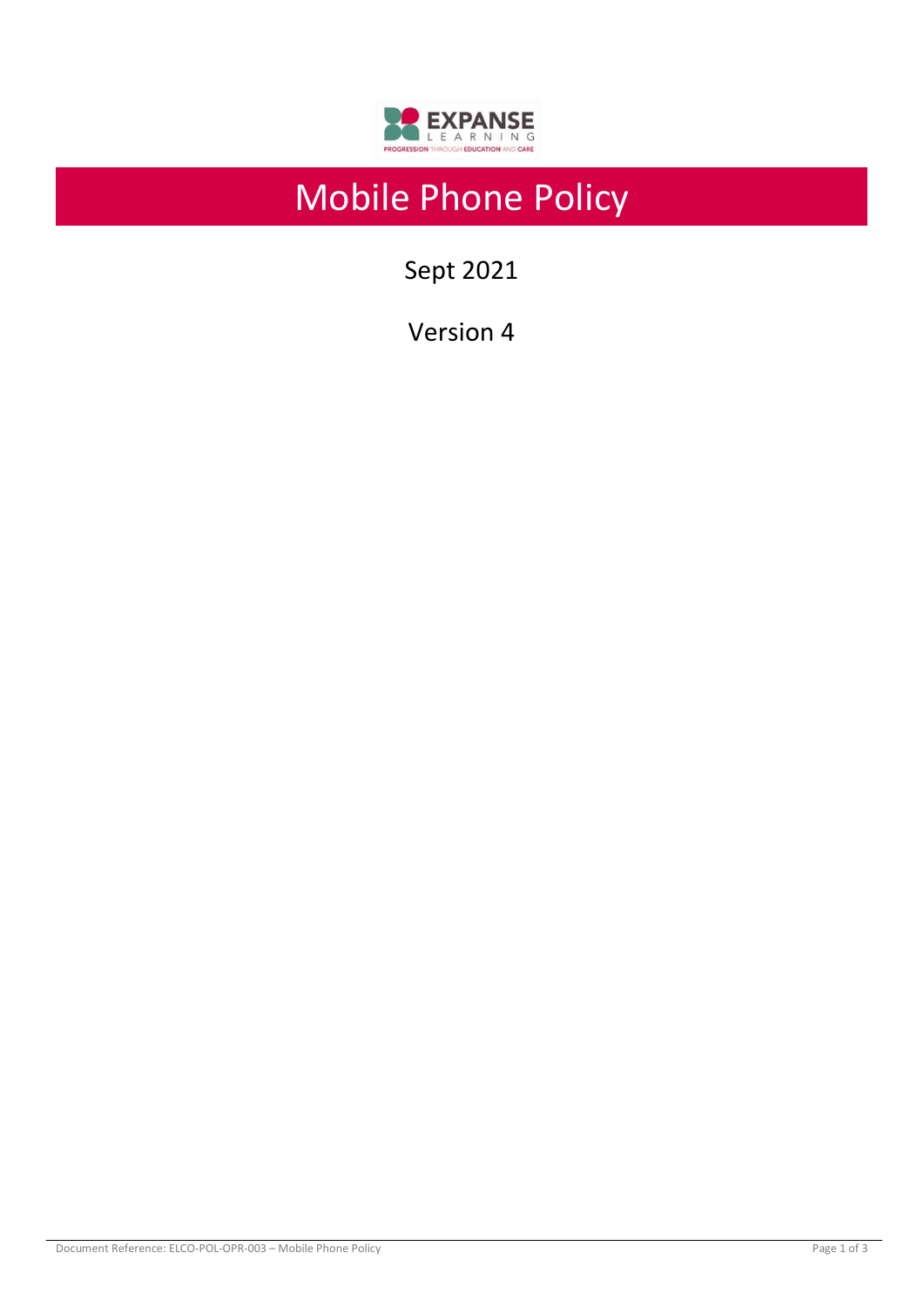# Mobile Phone Policy

Sept 2021

Version 4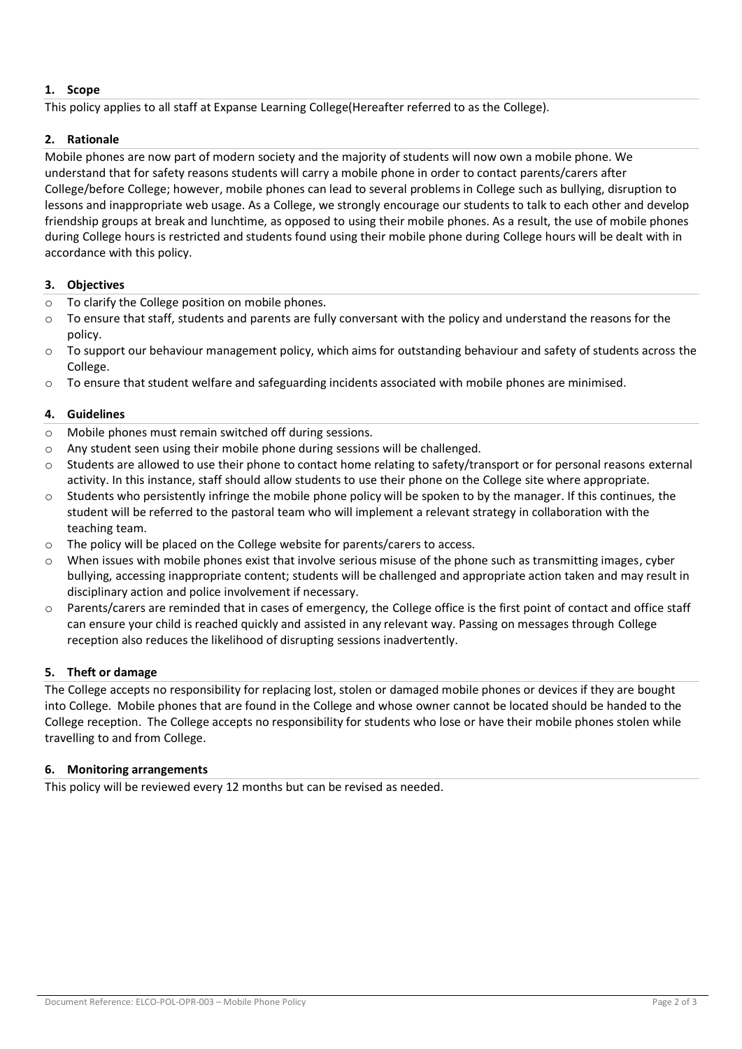## 1. Scope

This policy applies to all staff at Expanse Learning College(Hereafter referred to as the College).

## 2. Rationale

Mobile phones are now part of modern society and the majority of students will now own a mobile phone. We understand that for safety reasons students will carry a mobile phone in order to contact parents/carers after College/before College; however, mobile phones can lead to several problems in College such as bullying, disruption to lessons and inappropriate web usage. As a College, we strongly encourage our students to talk to each other and develop friendship groups at break and lunchtime, as opposed to using their mobile phones. As a result, the use of mobile phones during College hours is restricted and students found using their mobile phone during College hours will be dealt with in accordance with this policy.

## 3. Objectives

- To clarify the College position on mobile phones.
- To ensure that staff, students and parents are fully conversant with the policy and understand the reasons for the policy.
- To support our behaviour management policy, which aims for outstanding behaviour and safety of students across the College.
- To ensure that student welfare and safeguarding incidents associated with mobile phones are minimised.

## 4. Guidelines

- Mobile phones must remain switched off during sessions.
- Any student seen using their mobile phone during sessions will be challenged.
- Students are allowed to use their phone to contact home relating to safety/transport or for personal reasons external activity. In this instance, staff should allow students to use their phone on the College site where appropriate.
- Students who persistently infringe the mobile phone policy will be spoken to by the manager. If this continues, the student will be referred to the pastoral team who will implement a relevant strategy in collaboration with the teaching team.
- The policy will be placed on the College website for parents/carers to access.
- When issues with mobile phones exist that involve serious misuse of the phone such as transmitting images, cyber bullying, accessing inappropriate content; students will be challenged and appropriate action taken and may result in disciplinary action and police involvement if necessary.
- Parents/carers are reminded that in cases of emergency, the College office is the first point of contact and office staff can ensure your child is reached quickly and assisted in any relevant way. Passing on messages through College reception also reduces the likelihood of disrupting sessions inadvertently.

## 5. Theft or damage

The College accepts no responsibility for replacing lost, stolen or damaged mobile phones or devices if they are bought into College. Mobile phones that are found in the College and whose owner cannot be located should be handed to the College reception. The College accepts no responsibility for students who lose or have their mobile phones stolen while travelling to and from College.

## 6. Monitoring arrangements

This policy will be reviewed every 12 months but can be revised as needed.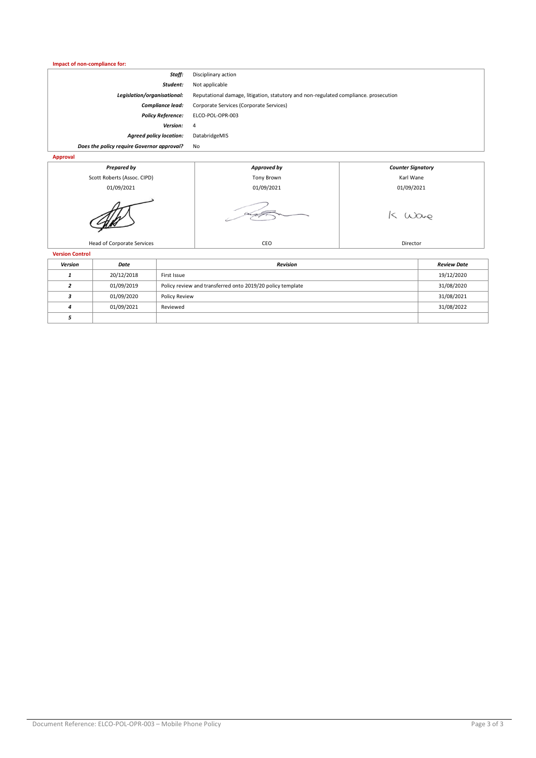**Impact of non-compliance for:**

| | |
|---|---|
| ***Staff:*** | Disciplinary action |
| ***Student:*** | Not applicable |
| ***Legislation/organisational:*** | Reputational damage, litigation, statutory and non-regulated compliance. prosecution |
| ***Compliance lead:*** | Corporate Services (Corporate Services) |
| ***Policy Reference:*** | ELCO-POL-OPR-003 |
| ***Version:*** | 4 |
| ***Agreed policy location:*** | DatabridgeMIS |
| ***Does the policy require Governor approval?*** | No |

**Approval**

| ***Prepared by*** | ***Approved by*** | ***Counter Signatory*** |
|---|---|---|
| Scott Roberts (Assoc. CIPD) | Tony Brown | Karl Wane |
| 01/09/2021 | 01/09/2021 | 01/09/2021 |
| | | K Wane |
| Head of Corporate Services | CEO | Director |

**Version Control**

| ***Version*** | ***Date*** | ***Revision*** | ***Review Date*** |
|---|---|---|---|
| ***1*** | 20/12/2018 | First Issue | 19/12/2020 |
| ***2*** | 01/09/2019 | Policy review and transferred onto 2019/20 policy template | 31/08/2020 |
| ***3*** | 01/09/2020 | Policy Review | 31/08/2021 |
| ***4*** | 01/09/2021 | Reviewed | 31/08/2022 |
| ***5*** | | | |

Document Reference: ELCO-POL-OPR-003 – Mobile Phone Policy